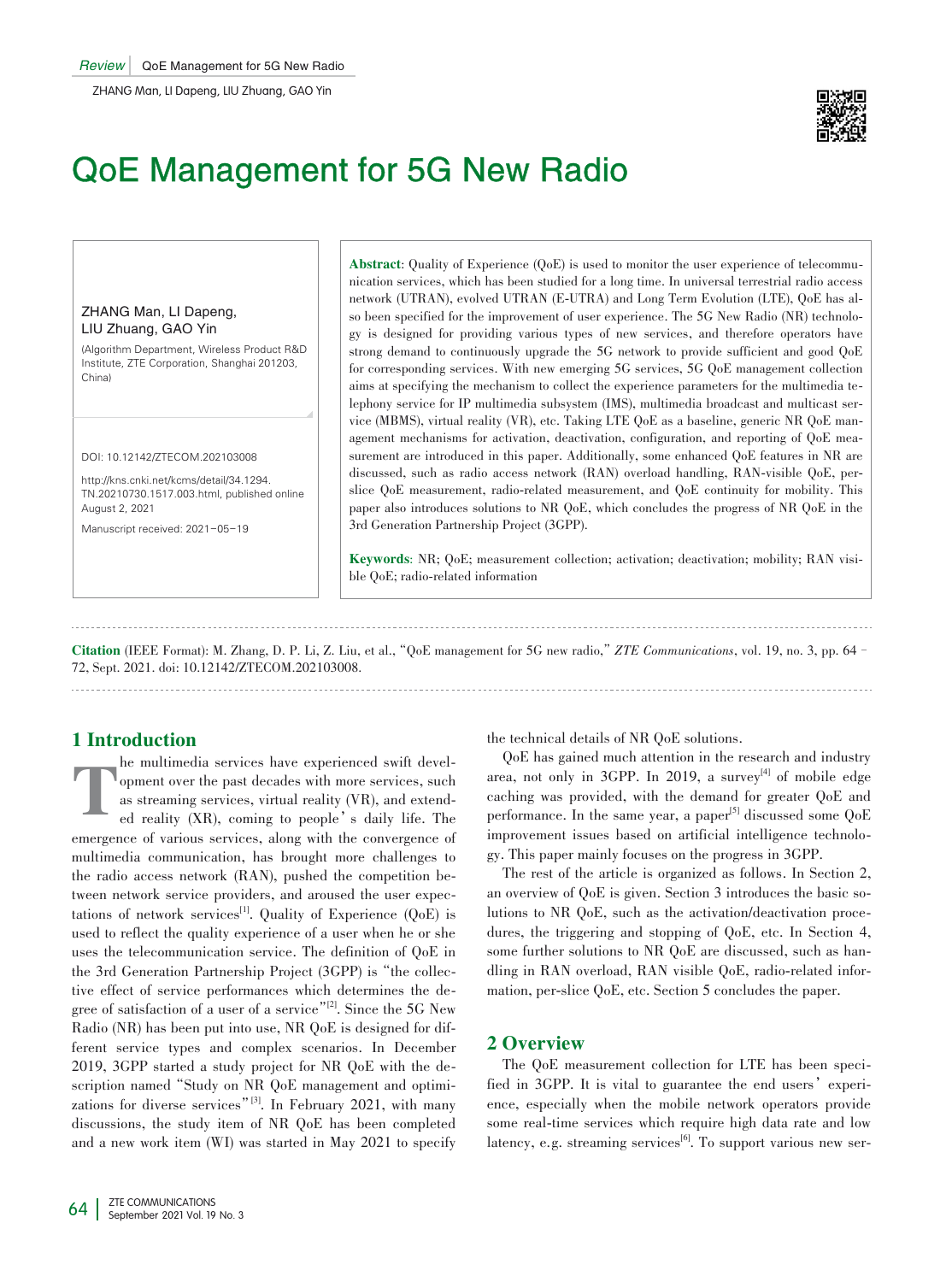# QoE Management for 5G New Radio

ZHANG Man, LI Dapeng, LIU Zhuang, GAO Yin

(Algorithm Department, Wireless Product R&D Institute, ZTE Corporation, Shanghai 201203, China)

DOI: 10.12142/ZTECOM.202103008

http://kns.cnki.net/kcms/detail/34.1294.TN.20210730.1517.003.html, published online August 2, 2021

Manuscript received: 2021-05-19

**Abstract**: Quality of Experience (QoE) is used to monitor the user experience of telecommunication services, which has been studied for a long time. In universal terrestrial radio access network (UTRAN), evolved UTRAN (E-UTRA) and Long Term Evolution (LTE), QoE has also been specified for the improvement of user experience. The 5G New Radio (NR) technology is designed for providing various types of new services, and therefore operators have strong demand to continuously upgrade the 5G network to provide sufficient and good QoE for corresponding services. With new emerging 5G services, 5G QoE management collection aims at specifying the mechanism to collect the experience parameters for the multimedia telephony service for IP multimedia subsystem (IMS), multimedia broadcast and multicast service (MBMS), virtual reality (VR), etc. Taking LTE QoE as a baseline, generic NR QoE management mechanisms for activation, deactivation, configuration, and reporting of QoE measurement are introduced in this paper. Additionally, some enhanced QoE features in NR are discussed, such as radio access network (RAN) overload handling, RAN-visible QoE, per-slice QoE measurement, radio-related measurement, and QoE continuity for mobility. This paper also introduces solutions to NR QoE, which concludes the progress of NR QoE in the 3rd Generation Partnership Project (3GPP).

**Keywords**: NR; QoE; measurement collection; activation; deactivation; mobility; RAN visible QoE; radio-related information

**Citation** (IEEE Format): M. Zhang, D. P. Li, Z. Liu, et al., "QoE management for 5G new radio," *ZTE Communications*, vol. 19, no. 3, pp. 64–72, Sept. 2021. doi: 10.12142/ZTECOM.202103008.

## 1 Introduction

The multimedia services have experienced swift development over the past decades with more services, such as streaming services, virtual reality (VR), and extended reality (XR), coming to people's daily life. The emergence of various services, along with the convergence of multimedia communication, has brought more challenges to the radio access network (RAN), pushed the competition between network service providers, and aroused the user expectations of network services[1]. Quality of Experience (QoE) is used to reflect the quality experience of a user when he or she uses the telecommunication service. The definition of QoE in the 3rd Generation Partnership Project (3GPP) is "the collective effect of service performances which determines the degree of satisfaction of a user of a service"[2]. Since the 5G New Radio (NR) has been put into use, NR QoE is designed for different service types and complex scenarios. In December 2019, 3GPP started a study project for NR QoE with the description named "Study on NR QoE management and optimizations for diverse services"[3]. In February 2021, with many discussions, the study item of NR QoE has been completed and a new work item (WI) was started in May 2021 to specify the technical details of NR QoE solutions.

QoE has gained much attention in the research and industry area, not only in 3GPP. In 2019, a survey[4] of mobile edge caching was provided, with the demand for greater QoE and performance. In the same year, a paper[5] discussed some QoE improvement issues based on artificial intelligence technology. This paper mainly focuses on the progress in 3GPP.

The rest of the article is organized as follows. In Section 2, an overview of QoE is given. Section 3 introduces the basic solutions to NR QoE, such as the activation/deactivation procedures, the triggering and stopping of QoE, etc. In Section 4, some further solutions to NR QoE are discussed, such as handling in RAN overload, RAN visible QoE, radio-related information, per-slice QoE, etc. Section 5 concludes the paper.

## 2 Overview

The QoE measurement collection for LTE has been specified in 3GPP. It is vital to guarantee the end users' experience, especially when the mobile network operators provide some real-time services which require high data rate and low latency, e.g. streaming services[6]. To support various new ser-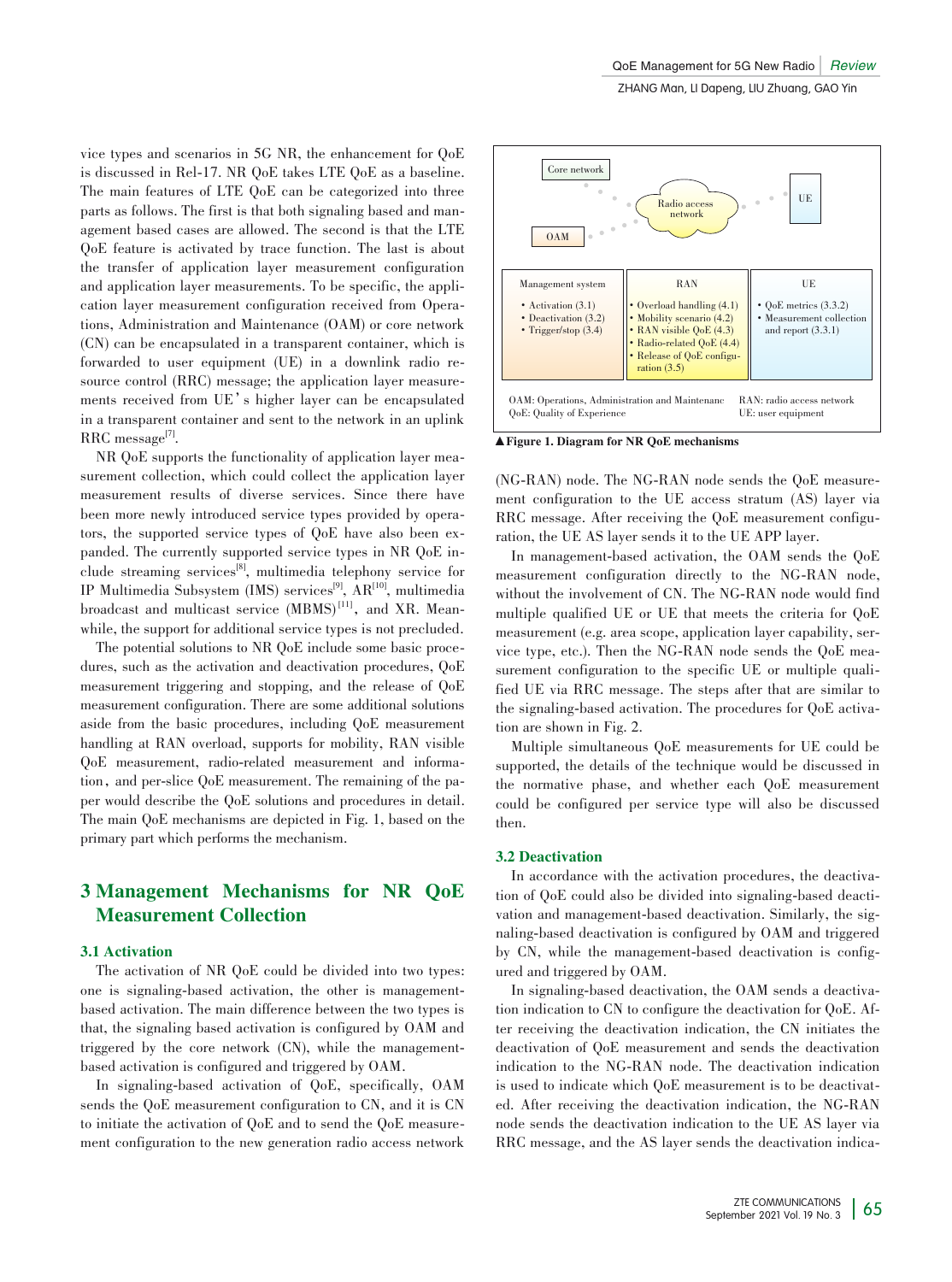vice types and scenarios in 5G NR, the enhancement for QoE is discussed in Rel-17. NR QoE takes LTE QoE as a baseline. The main features of LTE QoE can be categorized into three parts as follows. The first is that both signaling based and management based cases are allowed. The second is that the LTE QoE feature is activated by trace function. The last is about the transfer of application layer measurement configuration and application layer measurements. To be specific, the application layer measurement configuration received from Operations, Administration and Maintenance (OAM) or core network (CN) can be encapsulated in a transparent container, which is forwarded to user equipment (UE) in a downlink radio resource control (RRC) message; the application layer measurements received from UE's higher layer can be encapsulated in a transparent container and sent to the network in an uplink RRC message[7].

NR QoE supports the functionality of application layer measurement collection, which could collect the application layer measurement results of diverse services. Since there have been more newly introduced service types provided by operators, the supported service types of QoE have also been expanded. The currently supported service types in NR QoE include streaming services[8], multimedia telephony service for IP Multimedia Subsystem (IMS) services[9], AR[10], multimedia broadcast and multicast service (MBMS)[11], and XR. Meanwhile, the support for additional service types is not precluded.

The potential solutions to NR QoE include some basic procedures, such as the activation and deactivation procedures, QoE measurement triggering and stopping, and the release of QoE measurement configuration. There are some additional solutions aside from the basic procedures, including QoE measurement handling at RAN overload, supports for mobility, RAN visible QoE measurement, radio-related measurement and information, and per-slice QoE measurement. The remaining of the paper would describe the QoE solutions and procedures in detail. The main QoE mechanisms are depicted in Fig. 1, based on the primary part which performs the mechanism.

| Management system | RAN | UE |
|---|---|---|
| • Activation (3.1)<br>• Deactivation (3.2)<br>• Trigger/stop (3.4) | • Overload handling (4.1)<br>• Mobility scenario (4.2)<br>• RAN visible QoE (4.3)<br>• Radio-related QoE (4.4)<br>• Release of QoE configuration (3.5) | • QoE metrics (3.3.2)<br>• Measurement collection and report (3.3.1) |

OAM: Operations, Administration and Maintenance　RAN: radio access network
QoE: Quality of Experience　UE: user equipment

▲**Figure 1. Diagram for NR QoE mechanisms**

## 3 Management Mechanisms for NR QoE Measurement Collection

### 3.1 Activation

The activation of NR QoE could be divided into two types: one is signaling-based activation, the other is management-based activation. The main difference between the two types is that, the signaling based activation is configured by OAM and triggered by the core network (CN), while the management-based activation is configured and triggered by OAM.

In signaling-based activation of QoE, specifically, OAM sends the QoE measurement configuration to CN, and it is CN to initiate the activation of QoE and to send the QoE measurement configuration to the new generation radio access network (NG-RAN) node. The NG-RAN node sends the QoE measurement configuration to the UE access stratum (AS) layer via RRC message. After receiving the QoE measurement configuration, the UE AS layer sends it to the UE APP layer.

In management-based activation, the OAM sends the QoE measurement configuration directly to the NG-RAN node, without the involvement of CN. The NG-RAN node would find multiple qualified UE or UE that meets the criteria for QoE measurement (e.g. area scope, application layer capability, service type, etc.). Then the NG-RAN node sends the QoE measurement configuration to the specific UE or multiple qualified UE via RRC message. The steps after that are similar to the signaling-based activation. The procedures for QoE activation are shown in Fig. 2.

Multiple simultaneous QoE measurements for UE could be supported, the details of the technique would be discussed in the normative phase, and whether each QoE measurement could be configured per service type will also be discussed then.

### 3.2 Deactivation

In accordance with the activation procedures, the deactivation of QoE could also be divided into signaling-based deactivation and management-based deactivation. Similarly, the signaling-based deactivation is configured by OAM and triggered by CN, while the management-based deactivation is configured and triggered by OAM.

In signaling-based deactivation, the OAM sends a deactivation indication to CN to configure the deactivation for QoE. After receiving the deactivation indication, the CN initiates the deactivation of QoE measurement and sends the deactivation indication to the NG-RAN node. The deactivation indication is used to indicate which QoE measurement is to be deactivated. After receiving the deactivation indication, the NG-RAN node sends the deactivation indication to the UE AS layer via RRC message, and the AS layer sends the deactivation indica-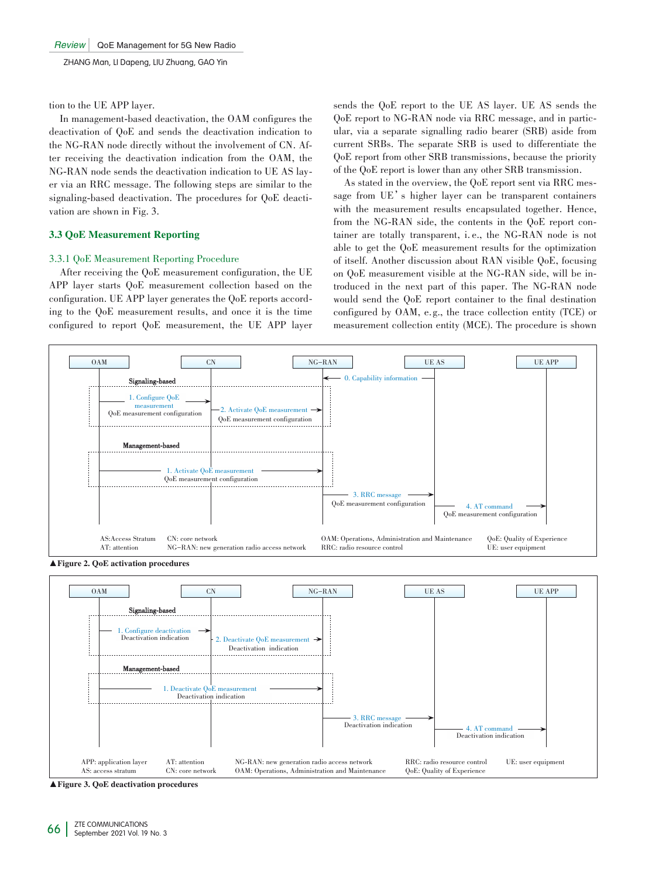tion to the UE APP layer.

In management-based deactivation, the OAM configures the deactivation of QoE and sends the deactivation indication to the NG-RAN node directly without the involvement of CN. After receiving the deactivation indication from the OAM, the NG-RAN node sends the deactivation indication to UE AS layer via an RRC message. The following steps are similar to the signaling-based deactivation. The procedures for QoE deactivation are shown in Fig. 3.

## 3.3 QoE Measurement Reporting

### 3.3.1 QoE Measurement Reporting Procedure

After receiving the QoE measurement configuration, the UE APP layer starts QoE measurement collection based on the configuration. UE APP layer generates the QoE reports according to the QoE measurement results, and once it is the time configured to report QoE measurement, the UE APP layer sends the QoE report to the UE AS layer. UE AS sends the QoE report to NG-RAN node via RRC message, and in particular, via a separate signalling radio bearer (SRB) aside from current SRBs. The separate SRB is used to differentiate the QoE report from other SRB transmissions, because the priority of the QoE report is lower than any other SRB transmission.

As stated in the overview, the QoE report sent via RRC message from UE's higher layer can be transparent containers with the measurement results encapsulated together. Hence, from the NG-RAN side, the contents in the QoE report container are totally transparent, i.e., the NG-RAN node is not able to get the QoE measurement results for the optimization of itself. Another discussion about RAN visible QoE, focusing on QoE measurement visible at the NG-RAN side, will be introduced in the next part of this paper. The NG-RAN node would send the QoE report container to the final destination configured by OAM, e.g., the trace collection entity (TCE) or measurement collection entity (MCE). The procedure is shown

OAM | CN | NG-RAN | UE AS | UE APP

0. Capability information

Signaling-based

1. Configure QoE measurement
QoE measurement configuration

2. Activate QoE measurement
QoE measurement configuration

Management-based

1. Activate QoE measurement
QoE measurement configuration

3. RRC message
QoE measurement configuration

4. AT command
QoE measurement configuration

AS: Access Stratum
AT: attention
CN: core network
NG-RAN: new generation radio access network
OAM: Operations, Administration and Maintenance
RRC: radio resource control
QoE: Quality of Experience
UE: user equipment

▲Figure 2. QoE activation procedures

OAM | CN | NG-RAN | UE AS | UE APP

Signaling-based

1. Configure deactivation
Deactivation indication

2. Deactivate QoE measurement
Deactivation indication

Management-based

1. Deactivate QoE measurement
Deactivation indication

3. RRC message
Deactivation indication

4. AT command
Deactivation indication

APP: application layer
AS: access stratum
AT: attention
CN: core network
NG-RAN: new generation radio access network
OAM: Operations, Administration and Maintenance
RRC: radio resource control
QoE: Quality of Experience
UE: user equipment

▲Figure 3. QoE deactivation procedures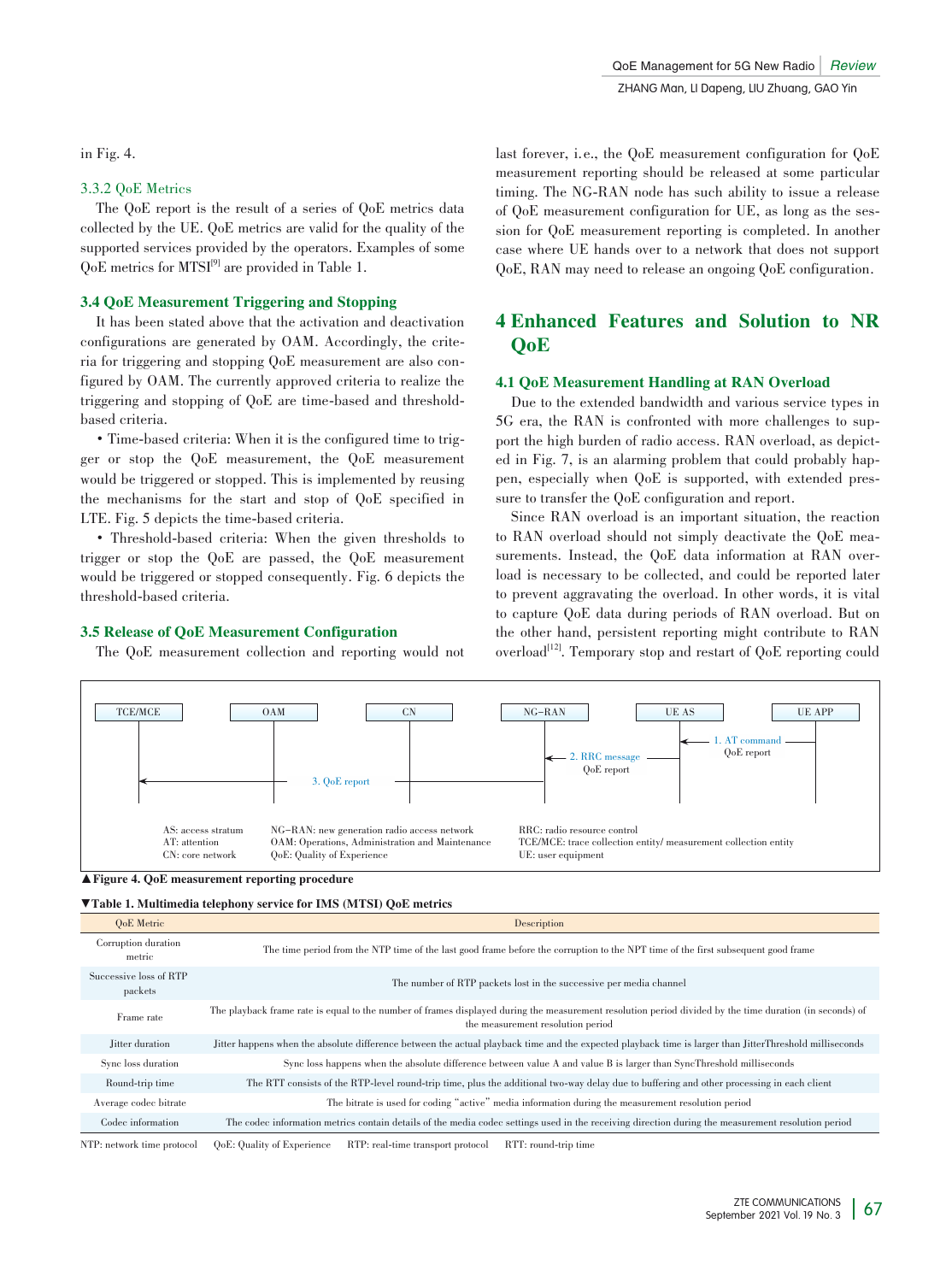in Fig. 4.

#### 3.3.2 QoE Metrics

The QoE report is the result of a series of QoE metrics data collected by the UE. QoE metrics are valid for the quality of the supported services provided by the operators. Examples of some QoE metrics for MTSI[9] are provided in Table 1.

### 3.4 QoE Measurement Triggering and Stopping

It has been stated above that the activation and deactivation configurations are generated by OAM. Accordingly, the criteria for triggering and stopping QoE measurement are also configured by OAM. The currently approved criteria to realize the triggering and stopping of QoE are time-based and threshold-based criteria.

• Time-based criteria: When it is the configured time to trigger or stop the QoE measurement, the QoE measurement would be triggered or stopped. This is implemented by reusing the mechanisms for the start and stop of QoE specified in LTE. Fig. 5 depicts the time-based criteria.

• Threshold-based criteria: When the given thresholds to trigger or stop the QoE are passed, the QoE measurement would be triggered or stopped consequently. Fig. 6 depicts the threshold-based criteria.

### 3.5 Release of QoE Measurement Configuration

The QoE measurement collection and reporting would not last forever, i.e., the QoE measurement configuration for QoE measurement reporting should be released at some particular timing. The NG-RAN node has such ability to issue a release of QoE measurement configuration for UE, as long as the session for QoE measurement reporting is completed. In another case where UE hands over to a network that does not support QoE, RAN may need to release an ongoing QoE configuration.

## 4 Enhanced Features and Solution to NR QoE

### 4.1 QoE Measurement Handling at RAN Overload

Due to the extended bandwidth and various service types in 5G era, the RAN is confronted with more challenges to support the high burden of radio access. RAN overload, as depicted in Fig. 7, is an alarming problem that could probably happen, especially when QoE is supported, with extended pressure to transfer the QoE configuration and report.

Since RAN overload is an important situation, the reaction to RAN overload should not simply deactivate the QoE measurements. Instead, the QoE data information at RAN overload is necessary to be collected, and could be reported later to prevent aggravating the overload. In other words, it is vital to capture QoE data during periods of RAN overload. But on the other hand, persistent reporting might contribute to RAN overload[12]. Temporary stop and restart of QoE reporting could

TCE/MCE | OAM | CN | NG-RAN | UE AS | UE APP

1. AT command QoE report
2. RRC message QoE report
3. QoE report

AS: access stratum
AT: attention
CN: core network
NG-RAN: new generation radio access network
OAM: Operations, Administration and Maintenance
QoE: Quality of Experience
RRC: radio resource control
TCE/MCE: trace collection entity/ measurement collection entity
UE: user equipment

▲**Figure 4. QoE measurement reporting procedure**

▼**Table 1. Multimedia telephony service for IMS (MTSI) QoE metrics**

| QoE Metric | Description |
|---|---|
| Corruption duration metric | The time period from the NTP time of the last good frame before the corruption to the NPT time of the first subsequent good frame |
| Successive loss of RTP packets | The number of RTP packets lost in the successive per media channel |
| Frame rate | The playback frame rate is equal to the number of frames displayed during the measurement resolution period divided by the time duration (in seconds) of the measurement resolution period |
| Jitter duration | Jitter happens when the absolute difference between the actual playback time and the expected playback time is larger than JitterThreshold milliseconds |
| Sync loss duration | Sync loss happens when the absolute difference between value A and value B is larger than SyncThreshold milliseconds |
| Round-trip time | The RTT consists of the RTP-level round-trip time, plus the additional two-way delay due to buffering and other processing in each client |
| Average codec bitrate | The bitrate is used for coding "active" media information during the measurement resolution period |
| Codec information | The codec information metrics contain details of the media codec settings used in the receiving direction during the measurement resolution period |

NTP: network time protocol QoE: Quality of Experience RTP: real-time transport protocol RTT: round-trip time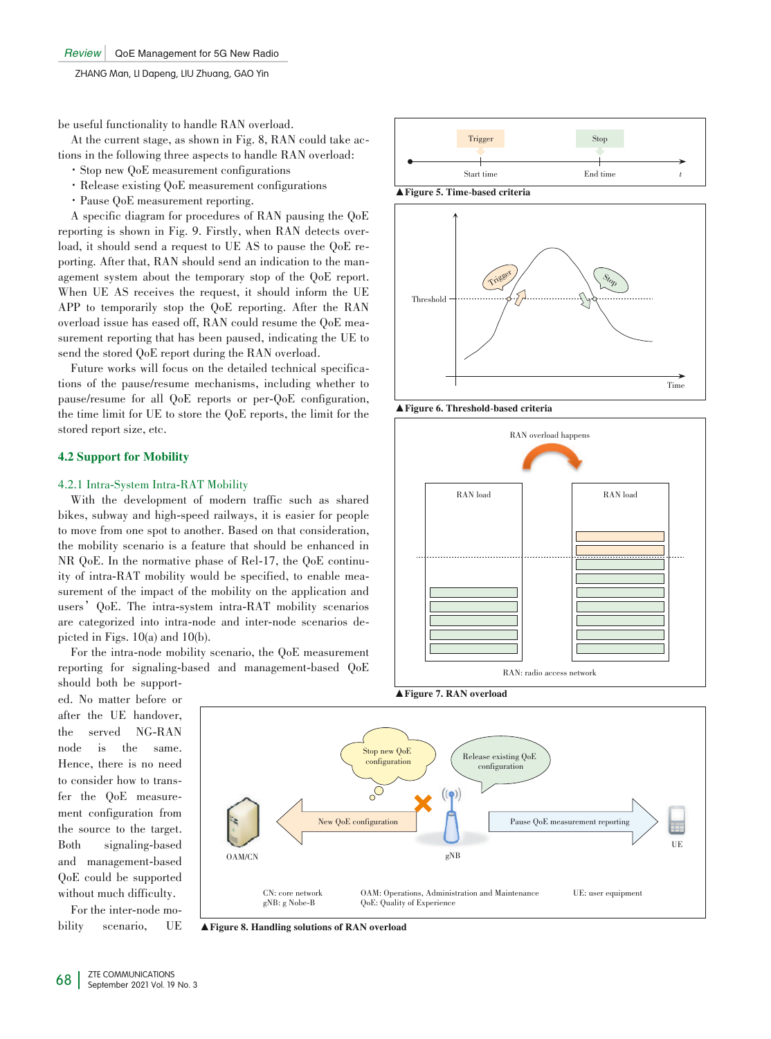be useful functionality to handle RAN overload.

At the current stage, as shown in Fig. 8, RAN could take actions in the following three aspects to handle RAN overload:

- Stop new QoE measurement configurations
- Release existing QoE measurement configurations
- Pause QoE measurement reporting.

A specific diagram for procedures of RAN pausing the QoE reporting is shown in Fig. 9. Firstly, when RAN detects overload, it should send a request to UE AS to pause the QoE reporting. After that, RAN should send an indication to the management system about the temporary stop of the QoE report. When UE AS receives the request, it should inform the UE APP to temporarily stop the QoE reporting. After the RAN overload issue has eased off, RAN could resume the QoE measurement reporting that has been paused, indicating the UE to send the stored QoE report during the RAN overload.

Future works will focus on the detailed technical specifications of the pause/resume mechanisms, including whether to pause/resume for all QoE reports or per-QoE configuration, the time limit for UE to store the QoE reports, the limit for the stored report size, etc.

## 4.2 Support for Mobility

### 4.2.1 Intra-System Intra-RAT Mobility

With the development of modern traffic such as shared bikes, subway and high-speed railways, it is easier for people to move from one spot to another. Based on that consideration, the mobility scenario is a feature that should be enhanced in NR QoE. In the normative phase of Rel-17, the QoE continuity of intra-RAT mobility would be specified, to enable measurement of the impact of the mobility on the application and users' QoE. The intra-system intra-RAT mobility scenarios are categorized into intra-node and inter-node scenarios depicted in Figs. 10(a) and 10(b).

For the intra-node mobility scenario, the QoE measurement reporting for signaling-based and management-based QoE should both be supported. No matter before or after the UE handover, the served NG-RAN node is the same. Hence, there is no need to consider how to transfer the QoE measurement configuration from the source to the target. Both signaling-based and management-based QoE could be supported without much difficulty.

For the inter-node mobility scenario, UE

▲Figure 5. Time-based criteria

▲Figure 6. Threshold-based criteria

▲Figure 7. RAN overload

▲Figure 8. Handling solutions of RAN overload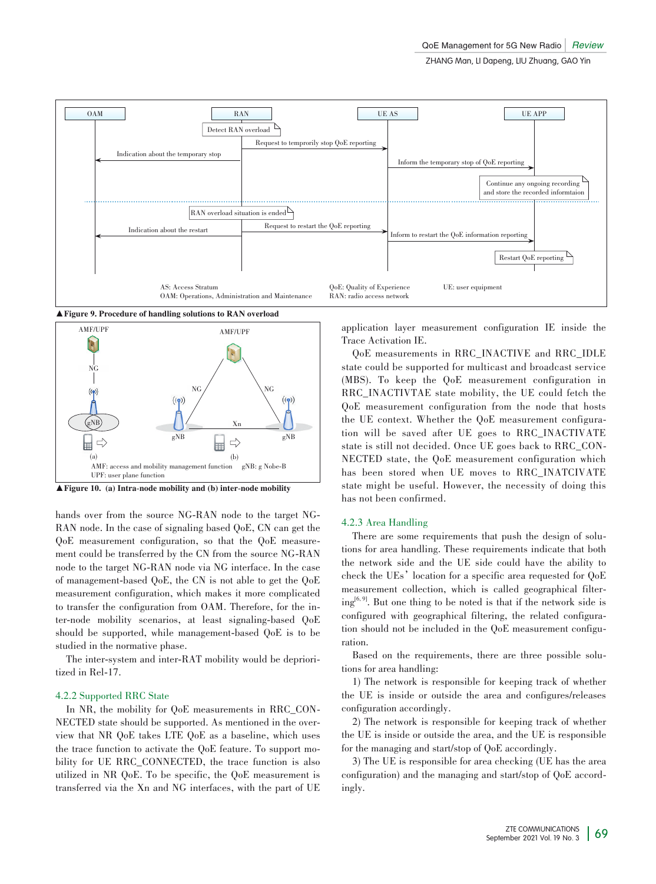▲Figure 9. Procedure of handling solutions to RAN overload

▲Figure 10. (a) Intra-node mobility and (b) inter-node mobility

hands over from the source NG-RAN node to the target NG-RAN node. In the case of signaling based QoE, CN can get the QoE measurement configuration, so that the QoE measurement could be transferred by the CN from the source NG-RAN node to the target NG-RAN node via NG interface. In the case of management-based QoE, the CN is not able to get the QoE measurement configuration, which makes it more complicated to transfer the configuration from OAM. Therefore, for the inter-node mobility scenarios, at least signaling-based QoE should be supported, while management-based QoE is to be studied in the normative phase.

The inter-system and inter-RAT mobility would be deprioritized in Rel-17.

### 4.2.2 Supported RRC State

In NR, the mobility for QoE measurements in RRC_CONNECTED state should be supported. As mentioned in the overview that NR QoE takes LTE QoE as a baseline, which uses the trace function to activate the QoE feature. To support mobility for UE RRC_CONNECTED, the trace function is also utilized in NR QoE. To be specific, the QoE measurement is transferred via the Xn and NG interfaces, with the part of UE application layer measurement configuration IE inside the Trace Activation IE.

QoE measurements in RRC_INACTIVE and RRC_IDLE state could be supported for multicast and broadcast service (MBS). To keep the QoE measurement configuration in RRC_INACTIVTAE state mobility, the UE could fetch the QoE measurement configuration from the node that hosts the UE context. Whether the QoE measurement configuration will be saved after UE goes to RRC_INACTIVATE state is still not decided. Once UE goes back to RRC_CONNECTED state, the QoE measurement configuration which has been stored when UE moves to RRC_INATCIVATE state might be useful. However, the necessity of doing this has not been confirmed.

### 4.2.3 Area Handling

There are some requirements that push the design of solutions for area handling. These requirements indicate that both the network side and the UE side could have the ability to check the UEs' location for a specific area requested for QoE measurement collection, which is called geographical filtering[6, 9]. But one thing to be noted is that if the network side is configured with geographical filtering, the related configuration should not be included in the QoE measurement configuration.

Based on the requirements, there are three possible solutions for area handling:

1) The network is responsible for keeping track of whether the UE is inside or outside the area and configures/releases configuration accordingly.

2) The network is responsible for keeping track of whether the UE is inside or outside the area, and the UE is responsible for the managing and start/stop of QoE accordingly.

3) The UE is responsible for area checking (UE has the area configuration) and the managing and start/stop of QoE accordingly.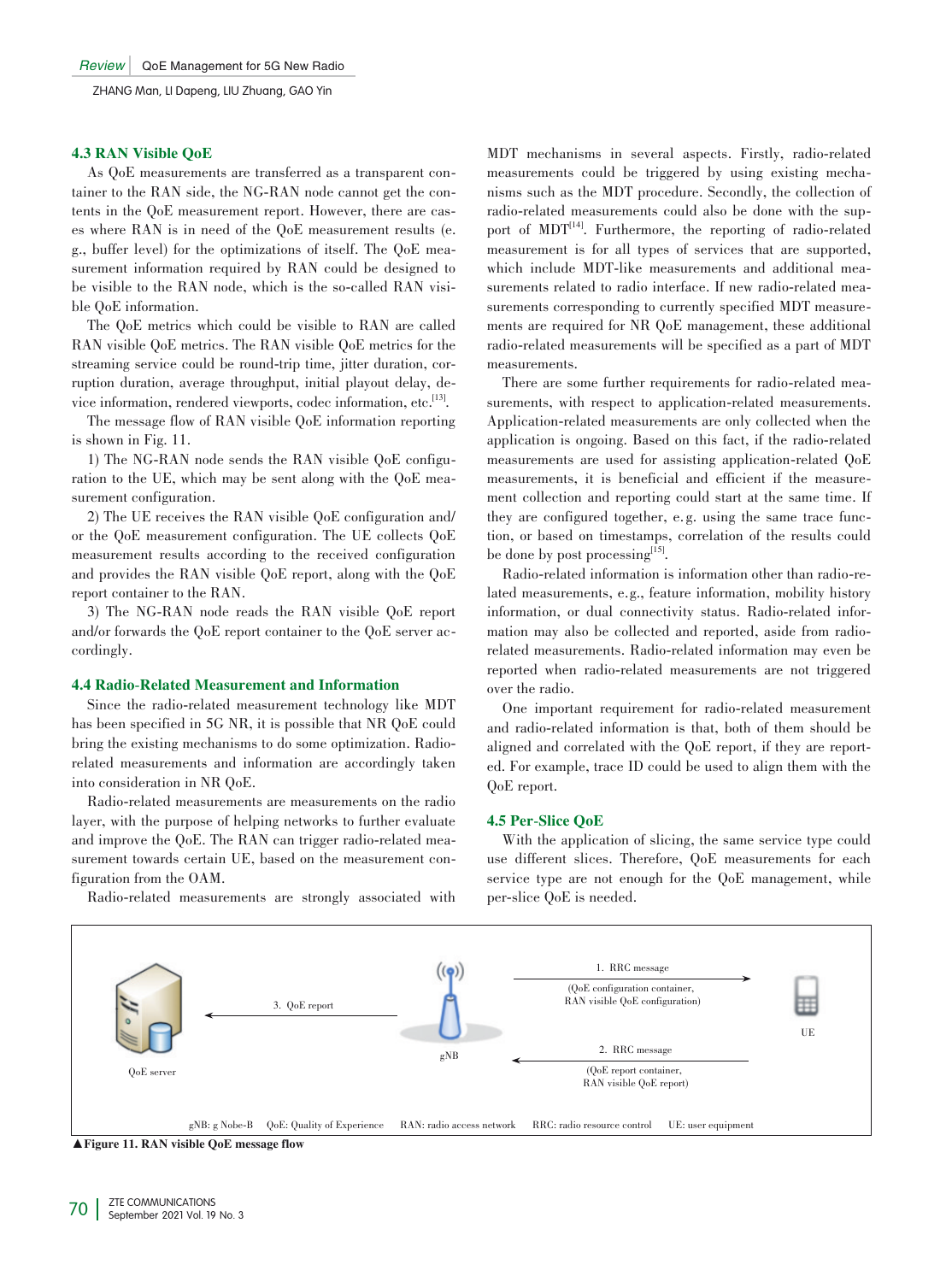### 4.3 RAN Visible QoE

As QoE measurements are transferred as a transparent container to the RAN side, the NG-RAN node cannot get the contents in the QoE measurement report. However, there are cases where RAN is in need of the QoE measurement results (e.g., buffer level) for the optimizations of itself. The QoE measurement information required by RAN could be designed to be visible to the RAN node, which is the so-called RAN visible QoE information.

The QoE metrics which could be visible to RAN are called RAN visible QoE metrics. The RAN visible QoE metrics for the streaming service could be round-trip time, jitter duration, corruption duration, average throughput, initial playout delay, device information, rendered viewports, codec information, etc.[13].

The message flow of RAN visible QoE information reporting is shown in Fig. 11.

1) The NG-RAN node sends the RAN visible QoE configuration to the UE, which may be sent along with the QoE measurement configuration.

2) The UE receives the RAN visible QoE configuration and/or the QoE measurement configuration. The UE collects QoE measurement results according to the received configuration and provides the RAN visible QoE report, along with the QoE report container to the RAN.

3) The NG-RAN node reads the RAN visible QoE report and/or forwards the QoE report container to the QoE server accordingly.

### 4.4 Radio-Related Measurement and Information

Since the radio-related measurement technology like MDT has been specified in 5G NR, it is possible that NR QoE could bring the existing mechanisms to do some optimization. Radio-related measurements and information are accordingly taken into consideration in NR QoE.

Radio-related measurements are measurements on the radio layer, with the purpose of helping networks to further evaluate and improve the QoE. The RAN can trigger radio-related measurement towards certain UE, based on the measurement configuration from the OAM.

Radio-related measurements are strongly associated with MDT mechanisms in several aspects. Firstly, radio-related measurements could be triggered by using existing mechanisms such as the MDT procedure. Secondly, the collection of radio-related measurements could also be done with the support of MDT[14]. Furthermore, the reporting of radio-related measurement is for all types of services that are supported, which include MDT-like measurements and additional measurements related to radio interface. If new radio-related measurements corresponding to currently specified MDT measurements are required for NR QoE management, these additional radio-related measurements will be specified as a part of MDT measurements.

There are some further requirements for radio-related measurements, with respect to application-related measurements. Application-related measurements are only collected when the application is ongoing. Based on this fact, if the radio-related measurements are used for assisting application-related QoE measurements, it is beneficial and efficient if the measurement collection and reporting could start at the same time. If they are configured together, e.g. using the same trace function, or based on timestamps, correlation of the results could be done by post processing[15].

Radio-related information is information other than radio-related measurements, e.g., feature information, mobility history information, or dual connectivity status. Radio-related information may also be collected and reported, aside from radio-related measurements. Radio-related information may even be reported when radio-related measurements are not triggered over the radio.

One important requirement for radio-related measurement and radio-related information is that, both of them should be aligned and correlated with the QoE report, if they are reported. For example, trace ID could be used to align them with the QoE report.

### 4.5 Per-Slice QoE

With the application of slicing, the same service type could use different slices. Therefore, QoE measurements for each service type are not enough for the QoE management, while per-slice QoE is needed.

QoE server — 3. QoE report — gNB — 1. RRC message (QoE configuration container, RAN visible QoE configuration) — UE — 2. RRC message (QoE report container, RAN visible QoE report)

gNB: g Nobe-B QoE: Quality of Experience RAN: radio access network RRC: radio resource control UE: user equipment

▲Figure 11. RAN visible QoE message flow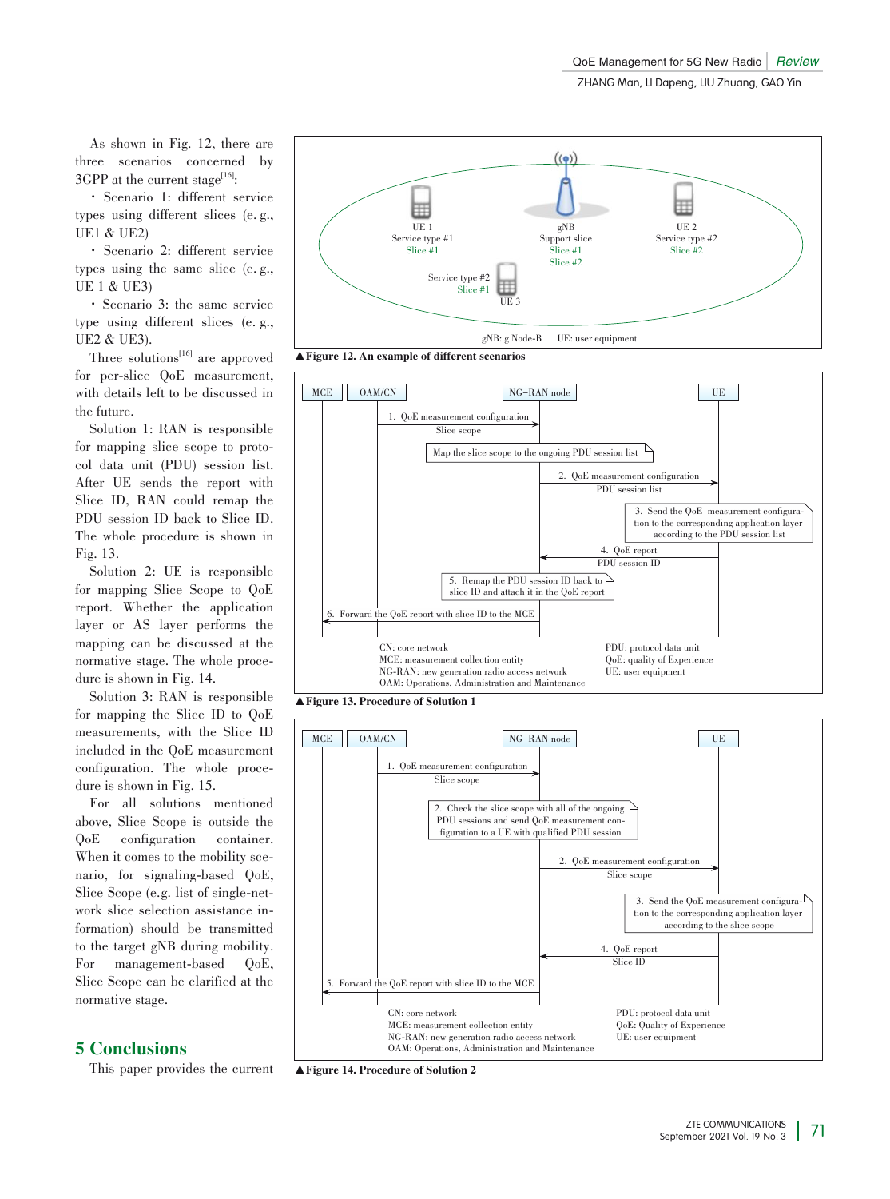As shown in Fig. 12, there are three scenarios concerned by 3GPP at the current stage[16]:

- Scenario 1: different service types using different slices (e. g., UE1 & UE2)
- Scenario 2: different service types using the same slice (e. g., UE 1 & UE3)
- Scenario 3: the same service type using different slices (e. g., UE2 & UE3).

Three solutions[16] are approved for per-slice QoE measurement, with details left to be discussed in the future.

Solution 1: RAN is responsible for mapping slice scope to protocol data unit (PDU) session list. After UE sends the report with Slice ID, RAN could remap the PDU session ID back to Slice ID. The whole procedure is shown in Fig. 13.

Solution 2: UE is responsible for mapping Slice Scope to QoE report. Whether the application layer or AS layer performs the mapping can be discussed at the normative stage. The whole procedure is shown in Fig. 14.

Solution 3: RAN is responsible for mapping the Slice ID to QoE measurements, with the Slice ID included in the QoE measurement configuration. The whole procedure is shown in Fig. 15.

For all solutions mentioned above, Slice Scope is outside the QoE configuration container. When it comes to the mobility scenario, for signaling-based QoE, Slice Scope (e.g. list of single-network slice selection assistance information) should be transmitted to the target gNB during mobility. For management-based QoE, Slice Scope can be clarified at the normative stage.

▲Figure 12. An example of different scenarios

▲Figure 13. Procedure of Solution 1

▲Figure 14. Procedure of Solution 2

## 5 Conclusions

This paper provides the current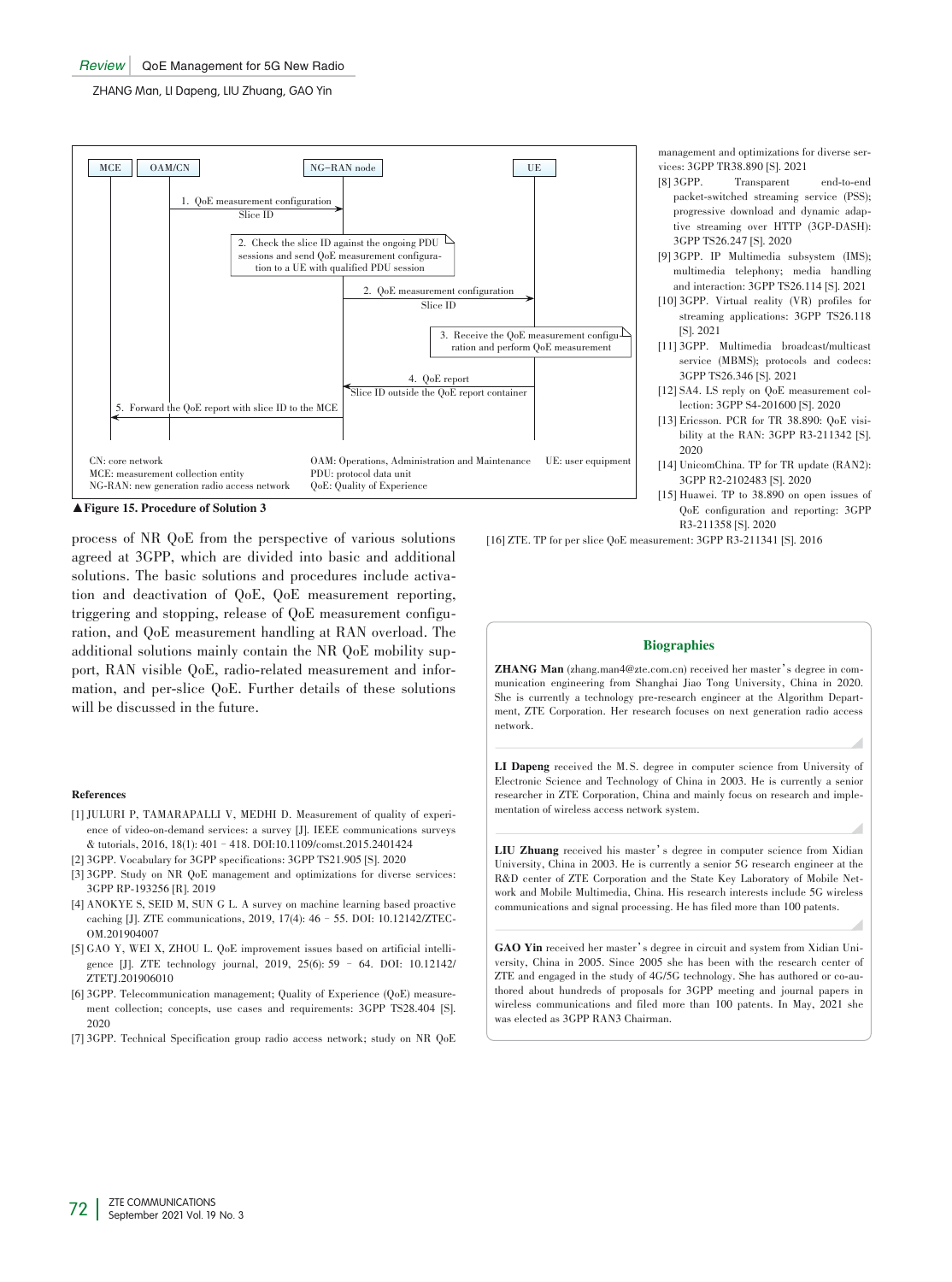MCE

OAM/CN

NG-RAN node

UE

1. QoE measurement configuration
Slice ID

2. Check the slice ID against the ongoing PDU sessions and send QoE measurement configuration to a UE with qualified PDU session

2. QoE measurement configuration
Slice ID

3. Receive the QoE measurement configuration and perform QoE measurement

4. QoE report
Slice ID outside the QoE report container

5. Forward the QoE report with slice ID to the MCE

CN: core network
MCE: measurement collection entity
NG-RAN: new generation radio access network
OAM: Operations, Administration and Maintenance
PDU: protocol data unit
QoE: Quality of Experience
UE: user equipment

▲**Figure 15. Procedure of Solution 3**

process of NR QoE from the perspective of various solutions agreed at 3GPP, which are divided into basic and additional solutions. The basic solutions and procedures include activation and deactivation of QoE, QoE measurement reporting, triggering and stopping, release of QoE measurement configuration, and QoE measurement handling at RAN overload. The additional solutions mainly contain the NR QoE mobility support, RAN visible QoE, radio-related measurement and information, and per-slice QoE. Further details of these solutions will be discussed in the future.

## References

[1] JULURI P, TAMARAPALLI V, MEDHI D. Measurement of quality of experience of video-on-demand services: a survey [J]. IEEE communications surveys & tutorials, 2016, 18(1): 401 – 418. DOI:10.1109/comst.2015.2401424

[2] 3GPP. Vocabulary for 3GPP specifications: 3GPP TS21.905 [S]. 2020

[3] 3GPP. Study on NR QoE management and optimizations for diverse services: 3GPP RP-193256 [R]. 2019

[4] ANOKYE S, SEID M, SUN G L. A survey on machine learning based proactive caching [J]. ZTE communications, 2019, 17(4): 46 – 55. DOI: 10.12142/ZTECOM.201904007

[5] GAO Y, WEI X, ZHOU L. QoE improvement issues based on artificial intelligence [J]. ZTE technology journal, 2019, 25(6): 59 – 64. DOI: 10.12142/ZTETJ.201906010

[6] 3GPP. Telecommunication management; Quality of Experience (QoE) measurement collection; concepts, use cases and requirements: 3GPP TS28.404 [S]. 2020

[7] 3GPP. Technical Specification group radio access network; study on NR QoE management and optimizations for diverse services: 3GPP TR38.890 [S]. 2021

[8] 3GPP. Transparent end-to-end packet-switched streaming service (PSS); progressive download and dynamic adaptive streaming over HTTP (3GP-DASH): 3GPP TS26.247 [S]. 2020

[9] 3GPP. IP Multimedia subsystem (IMS); multimedia telephony; media handling and interaction: 3GPP TS26.114 [S]. 2021

[10] 3GPP. Virtual reality (VR) profiles for streaming applications: 3GPP TS26.118 [S]. 2021

[11] 3GPP. Multimedia broadcast/multicast service (MBMS); protocols and codecs: 3GPP TS26.346 [S]. 2021

[12] SA4. LS reply on QoE measurement collection: 3GPP S4-201600 [S]. 2020

[13] Ericsson. PCR for TR 38.890: QoE visibility at the RAN: 3GPP R3-211342 [S]. 2020

[14] UnicomChina. TP for TR update (RAN2): 3GPP R2-2102483 [S]. 2020

[15] Huawei. TP to 38.890 on open issues of QoE configuration and reporting: 3GPP R3-211358 [S]. 2020

[16] ZTE. TP for per slice QoE measurement: 3GPP R3-211341 [S]. 2016

## Biographies

**ZHANG Man** (zhang.man4@zte.com.cn) received her master's degree in communication engineering from Shanghai Jiao Tong University, China in 2020. She is currently a technology pre-research engineer at the Algorithm Department, ZTE Corporation. Her research focuses on next generation radio access network.

**LI Dapeng** received the M.S. degree in computer science from University of Electronic Science and Technology of China in 2003. He is currently a senior researcher in ZTE Corporation, and mainly focus on research and implementation of wireless access network system.

**LIU Zhuang** received his master's degree in computer science from Xidian University, China in 2003. He is currently a senior 5G research engineer at the R&D center of ZTE Corporation and the State Key Laboratory of Mobile Network and Mobile Multimedia, China. His research interests include 5G wireless communications and signal processing. He has filed more than 100 patents.

**GAO Yin** received her master's degree in circuit and system from Xidian University, China in 2005. Since 2005 she has been with the research center of ZTE and engaged in the study of 4G/5G technology. She has authored or co-authored about hundreds of proposals for 3GPP meeting and journal papers in wireless communications and filed more than 100 patents. In May, 2021 she was elected as 3GPP RAN3 Chairman.